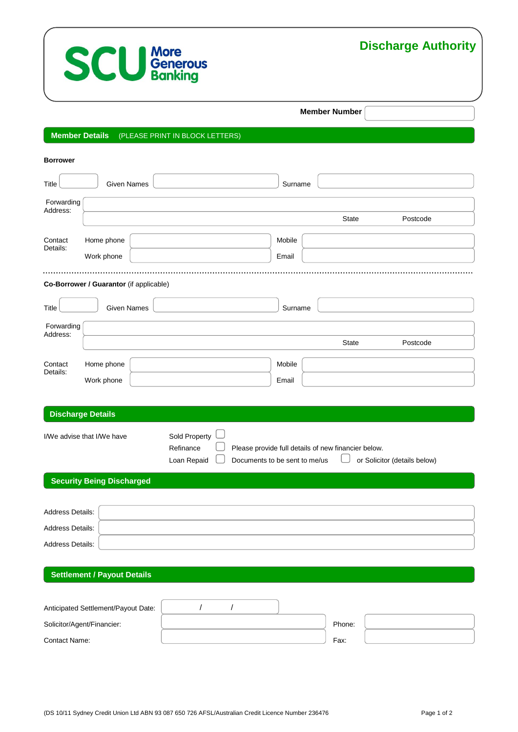SCU More Generous Banking

# Discharge Authority

**Member Number**

## Member Details (PLEASE PRINT IN BLOCK LETTERS)

**Borrower**

Title Given Names Surname

Forwarding Address:

State Postcode

Contact Details: Home phone Mobile

Work phone Email

**Co-Borrower / Guarantor** (if applicable)

Title Given Names Surname

Forwarding Address:

State Postcode

Contact Details: Home phone Mobile

Work phone Email

## Discharge Details

I/We advise that I/We have

- Sold Property ☐
- Refinance ☐ Please provide full details of new financier below.
- Loan Repaid ☐ Documents to be sent to me/us ☐ or Solicitor (details below)

## Security Being Discharged

Address Details:

Address Details:

Address Details:

## Settlement / Payout Details

Anticipated Settlement/Payout Date: / /

Solicitor/Agent/Financier: Phone:

Contact Name: Fax:

(DS 10/11 Sydney Credit Union Ltd ABN 93 087 650 726 AFSL/Australian Credit Licence Number 236476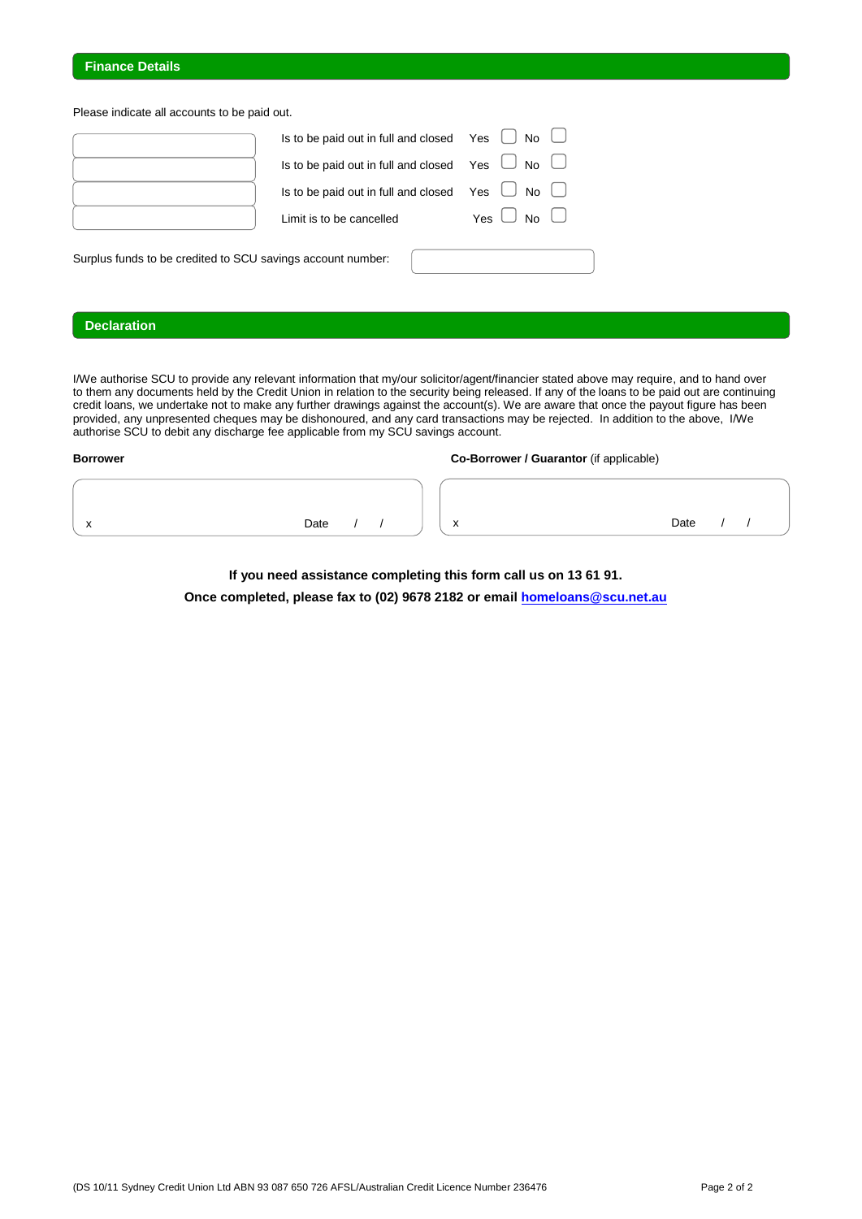## Finance Details

Please indicate all accounts to be paid out.

| | | |
|---|---|---|
| | Is to be paid out in full and closed | Yes ☐ No ☐ |
| | Is to be paid out in full and closed | Yes ☐ No ☐ |
| | Is to be paid out in full and closed | Yes ☐ No ☐ |
| | Limit is to be cancelled | Yes ☐ No ☐ |

Surplus funds to be credited to SCU savings account number:

## Declaration

I/We authorise SCU to provide any relevant information that my/our solicitor/agent/financier stated above may require, and to hand over to them any documents held by the Credit Union in relation to the security being released. If any of the loans to be paid out are continuing credit loans, we undertake not to make any further drawings against the account(s). We are aware that once the payout figure has been provided, any unpresented cheques may be dishonoured, and any card transactions may be rejected. In addition to the above, I/We authorise SCU to debit any discharge fee applicable from my SCU savings account.

| **Borrower** | **Co-Borrower / Guarantor** (if applicable) |
|---|---|
| x Date / / | x Date / / |

**If you need assistance completing this form call us on 13 61 91.**

**Once completed, please fax to (02) 9678 2182 or email homeloans@scu.net.au**

(DS 10/11 Sydney Credit Union Ltd ABN 93 087 650 726 AFSL/Australian Credit Licence Number 236476